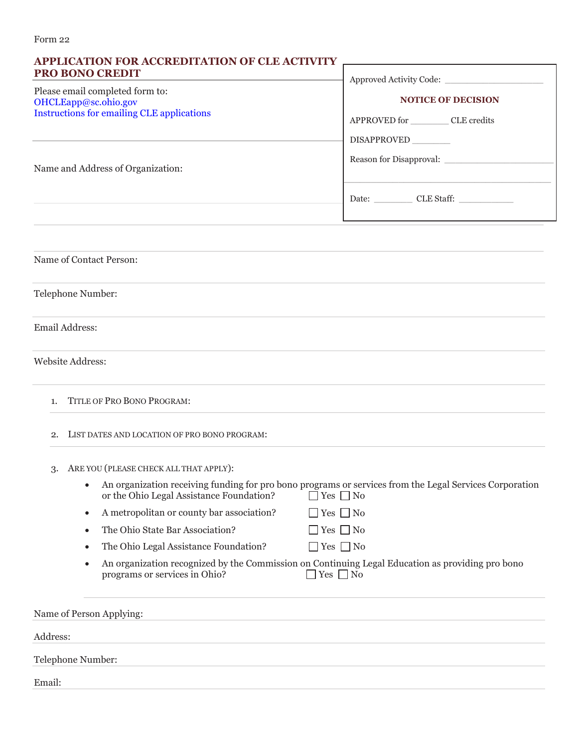Form 22

## APPLICATION FOR ACCREDITATION OF CLE ACTIVITY PRO BONO CREDIT

Please email completed form to:
OHCLEapp@sc.ohio.gov
Instructions for emailing CLE applications

Approved Activity Code: ___________________

**NOTICE OF DECISION**

APPROVED for ________ CLE credits

DISAPPROVED ________

Reason for Disapproval: ______________________

Date: ________ CLE Staff: ___________

Name and Address of Organization:

Name of Contact Person:

Telephone Number:

Email Address:

Website Address:

1. TITLE OF PRO BONO PROGRAM:

2. LIST DATES AND LOCATION OF PRO BONO PROGRAM:

3. ARE YOU (PLEASE CHECK ALL THAT APPLY):
   - An organization receiving funding for pro bono programs or services from the Legal Services Corporation or the Ohio Legal Assistance Foundation? ☐ Yes ☐ No
   - A metropolitan or county bar association? ☐ Yes ☐ No
   - The Ohio State Bar Association? ☐ Yes ☐ No
   - The Ohio Legal Assistance Foundation? ☐ Yes ☐ No
   - An organization recognized by the Commission on Continuing Legal Education as providing pro bono programs or services in Ohio? ☐ Yes ☐ No

Name of Person Applying:

Address:

Telephone Number:

Email: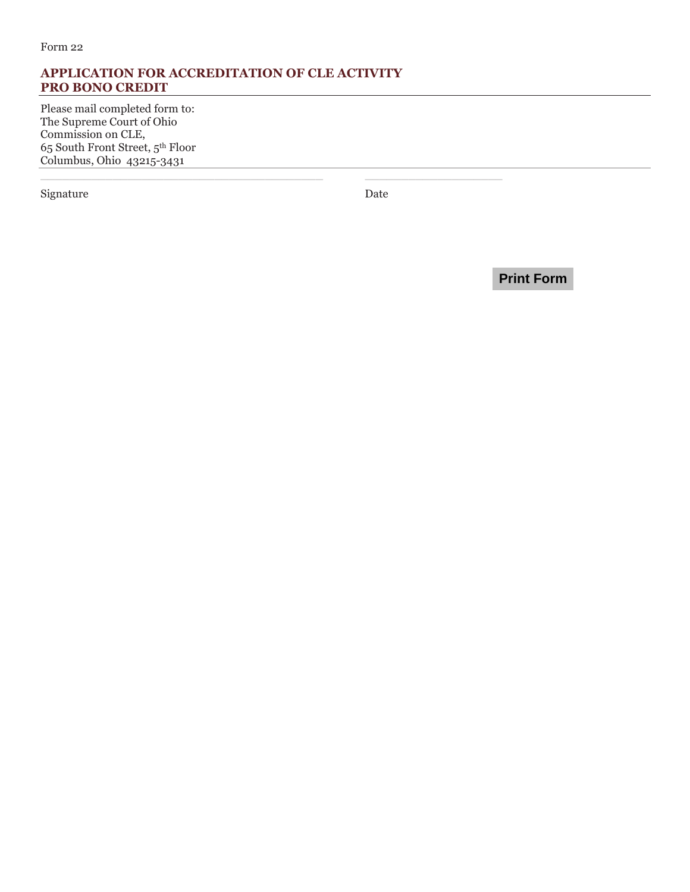Form 22

## APPLICATION FOR ACCREDITATION OF CLE ACTIVITY PRO BONO CREDIT

Please mail completed form to:
The Supreme Court of Ohio
Commission on CLE,
65 South Front Street, 5th Floor
Columbus, Ohio 43215-3431

\_\_\_\_\_\_\_\_\_\_\_\_\_\_\_\_\_\_\_\_\_\_\_\_\_\_\_\_\_\_\_\_\_\_\_\_\_\_\_ \_\_\_\_\_\_\_\_\_\_\_\_\_\_\_\_\_\_\_\_

Signature Date

Print Form